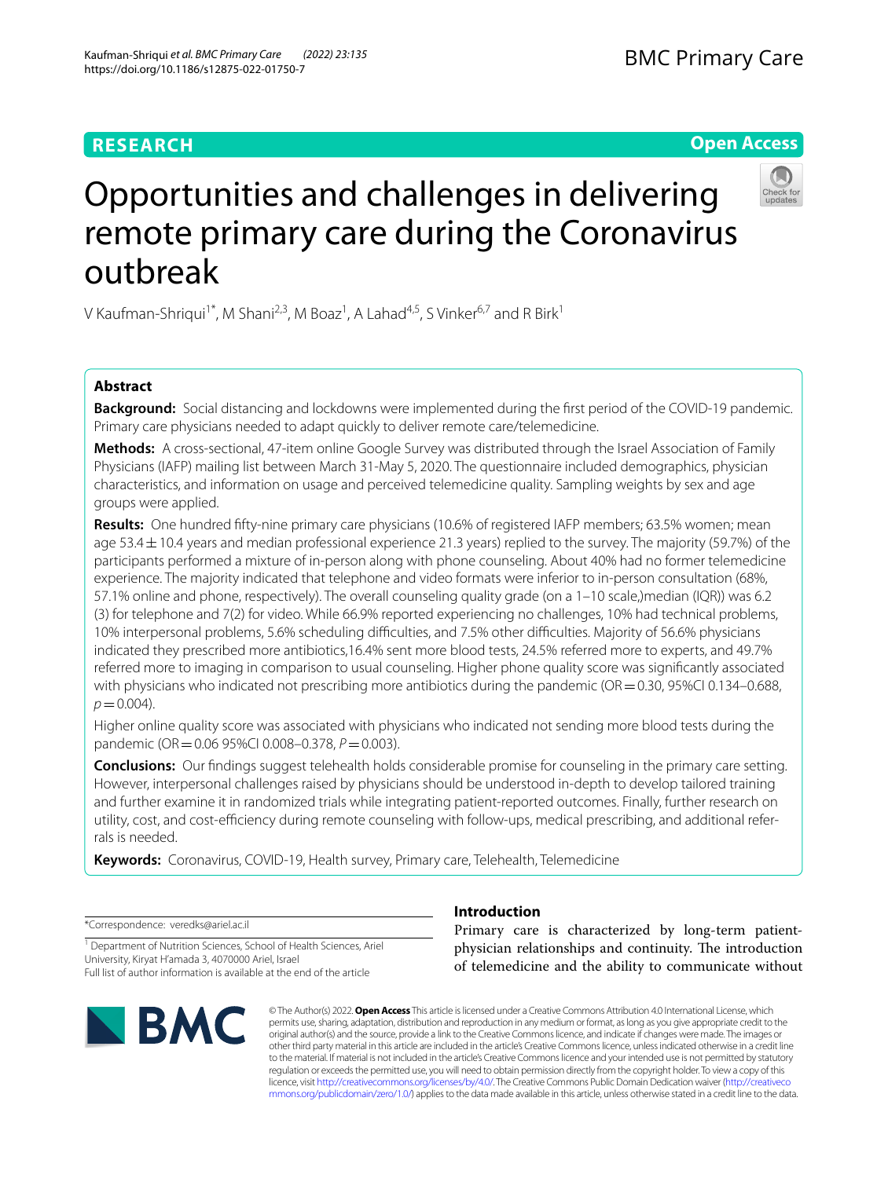**RESEARCH** **Open Access**

# Opportunities and challenges in delivering remote primary care during the Coronavirus outbreak

V Kaufman-Shriqui[1*], M Shani[2,3], M Boaz[1], A Lahad[4,5], S Vinker[6,7] and R Birk[1]

## Abstract

**Background:** Social distancing and lockdowns were implemented during the first period of the COVID-19 pandemic. Primary care physicians needed to adapt quickly to deliver remote care/telemedicine.

**Methods:** A cross-sectional, 47-item online Google Survey was distributed through the Israel Association of Family Physicians (IAFP) mailing list between March 31-May 5, 2020. The questionnaire included demographics, physician characteristics, and information on usage and perceived telemedicine quality. Sampling weights by sex and age groups were applied.

**Results:** One hundred fifty-nine primary care physicians (10.6% of registered IAFP members; 63.5% women; mean age 53.4 ± 10.4 years and median professional experience 21.3 years) replied to the survey. The majority (59.7%) of the participants performed a mixture of in-person along with phone counseling. About 40% had no former telemedicine experience. The majority indicated that telephone and video formats were inferior to in-person consultation (68%, 57.1% online and phone, respectively). The overall counseling quality grade (on a 1–10 scale,)median (IQR)) was 6.2 (3) for telephone and 7(2) for video. While 66.9% reported experiencing no challenges, 10% had technical problems, 10% interpersonal problems, 5.6% scheduling difficulties, and 7.5% other difficulties. Majority of 56.6% physicians indicated they prescribed more antibiotics,16.4% sent more blood tests, 24.5% referred more to experts, and 49.7% referred more to imaging in comparison to usual counseling. Higher phone quality score was significantly associated with physicians who indicated not prescribing more antibiotics during the pandemic (OR = 0.30, 95%CI 0.134–0.688, $p = 0.004$).

Higher online quality score was associated with physicians who indicated not sending more blood tests during the pandemic (OR = 0.06 95%CI 0.008–0.378, $P = 0.003$).

**Conclusions:** Our findings suggest telehealth holds considerable promise for counseling in the primary care setting. However, interpersonal challenges raised by physicians should be understood in-depth to develop tailored training and further examine it in randomized trials while integrating patient-reported outcomes. Finally, further research on utility, cost, and cost-efficiency during remote counseling with follow-ups, medical prescribing, and additional referrals is needed.

**Keywords:** Coronavirus, COVID-19, Health survey, Primary care, Telehealth, Telemedicine

*Correspondence: veredks@ariel.ac.il

[1] Department of Nutrition Sciences, School of Health Sciences, Ariel University, Kiryat H'amada 3, 4070000 Ariel, Israel

Full list of author information is available at the end of the article

## Introduction

Primary care is characterized by long-term patient-physician relationships and continuity. The introduction of telemedicine and the ability to communicate without

© The Author(s) 2022. **Open Access** This article is licensed under a Creative Commons Attribution 4.0 International License, which permits use, sharing, adaptation, distribution and reproduction in any medium or format, as long as you give appropriate credit to the original author(s) and the source, provide a link to the Creative Commons licence, and indicate if changes were made. The images or other third party material in this article are included in the article's Creative Commons licence, unless indicated otherwise in a credit line to the material. If material is not included in the article's Creative Commons licence and your intended use is not permitted by statutory regulation or exceeds the permitted use, you will need to obtain permission directly from the copyright holder. To view a copy of this licence, visit http://creativecommons.org/licenses/by/4.0/. The Creative Commons Public Domain Dedication waiver (http://creativecommons.org/publicdomain/zero/1.0/) applies to the data made available in this article, unless otherwise stated in a credit line to the data.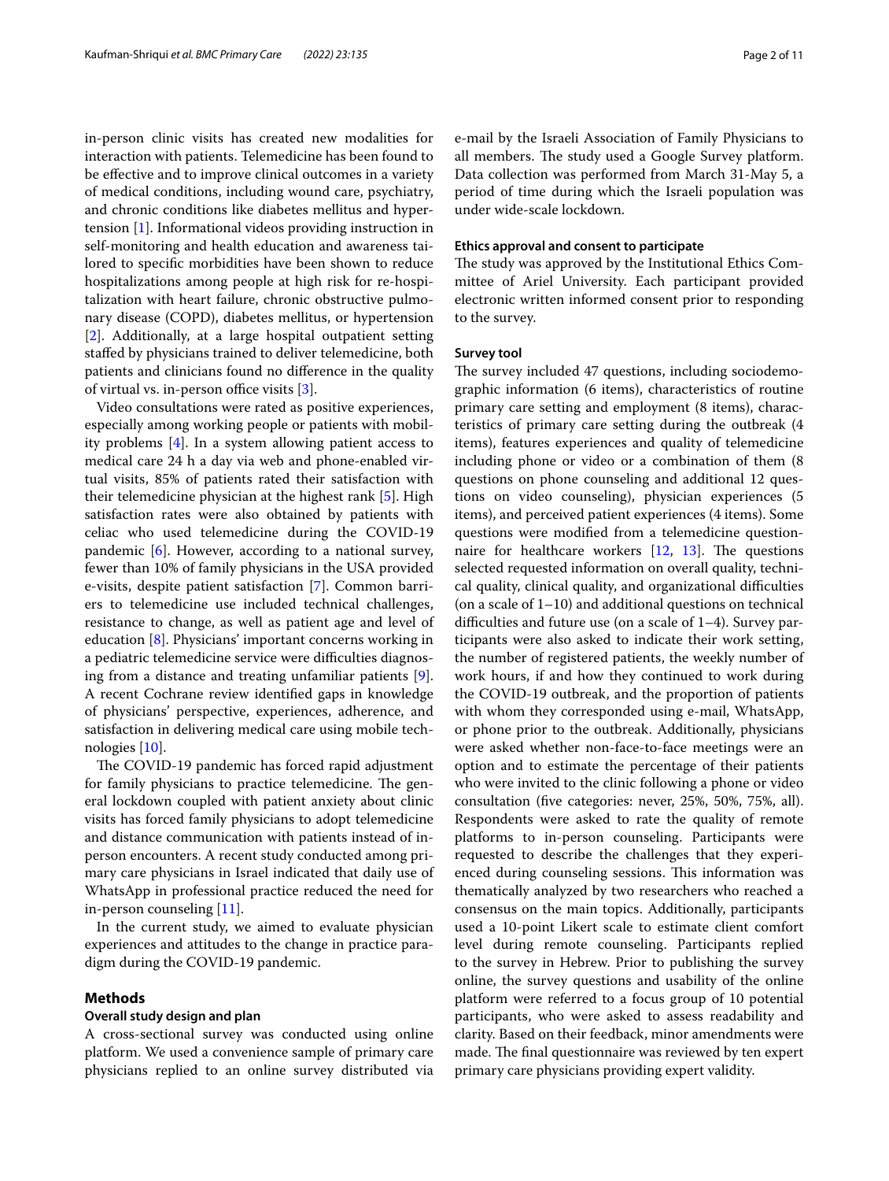in-person clinic visits has created new modalities for interaction with patients. Telemedicine has been found to be effective and to improve clinical outcomes in a variety of medical conditions, including wound care, psychiatry, and chronic conditions like diabetes mellitus and hypertension [1]. Informational videos providing instruction in self-monitoring and health education and awareness tailored to specific morbidities have been shown to reduce hospitalizations among people at high risk for re-hospitalization with heart failure, chronic obstructive pulmonary disease (COPD), diabetes mellitus, or hypertension [2]. Additionally, at a large hospital outpatient setting staffed by physicians trained to deliver telemedicine, both patients and clinicians found no difference in the quality of virtual vs. in-person office visits [3].

Video consultations were rated as positive experiences, especially among working people or patients with mobility problems [4]. In a system allowing patient access to medical care 24 h a day via web and phone-enabled virtual visits, 85% of patients rated their satisfaction with their telemedicine physician at the highest rank [5]. High satisfaction rates were also obtained by patients with celiac who used telemedicine during the COVID-19 pandemic [6]. However, according to a national survey, fewer than 10% of family physicians in the USA provided e-visits, despite patient satisfaction [7]. Common barriers to telemedicine use included technical challenges, resistance to change, as well as patient age and level of education [8]. Physicians' important concerns working in a pediatric telemedicine service were difficulties diagnosing from a distance and treating unfamiliar patients [9]. A recent Cochrane review identified gaps in knowledge of physicians' perspective, experiences, adherence, and satisfaction in delivering medical care using mobile technologies [10].

The COVID-19 pandemic has forced rapid adjustment for family physicians to practice telemedicine. The general lockdown coupled with patient anxiety about clinic visits has forced family physicians to adopt telemedicine and distance communication with patients instead of in-person encounters. A recent study conducted among primary care physicians in Israel indicated that daily use of WhatsApp in professional practice reduced the need for in-person counseling [11].

In the current study, we aimed to evaluate physician experiences and attitudes to the change in practice paradigm during the COVID-19 pandemic.

## Methods

### Overall study design and plan

A cross-sectional survey was conducted using online platform. We used a convenience sample of primary care physicians replied to an online survey distributed via e-mail by the Israeli Association of Family Physicians to all members. The study used a Google Survey platform. Data collection was performed from March 31-May 5, a period of time during which the Israeli population was under wide-scale lockdown.

### Ethics approval and consent to participate

The study was approved by the Institutional Ethics Committee of Ariel University. Each participant provided electronic written informed consent prior to responding to the survey.

### Survey tool

The survey included 47 questions, including sociodemographic information (6 items), characteristics of routine primary care setting and employment (8 items), characteristics of primary care setting during the outbreak (4 items), features experiences and quality of telemedicine including phone or video or a combination of them (8 questions on phone counseling and additional 12 questions on video counseling), physician experiences (5 items), and perceived patient experiences (4 items). Some questions were modified from a telemedicine questionnaire for healthcare workers [12, 13]. The questions selected requested information on overall quality, technical quality, clinical quality, and organizational difficulties (on a scale of 1–10) and additional questions on technical difficulties and future use (on a scale of 1–4). Survey participants were also asked to indicate their work setting, the number of registered patients, the weekly number of work hours, if and how they continued to work during the COVID-19 outbreak, and the proportion of patients with whom they corresponded using e-mail, WhatsApp, or phone prior to the outbreak. Additionally, physicians were asked whether non-face-to-face meetings were an option and to estimate the percentage of their patients who were invited to the clinic following a phone or video consultation (five categories: never, 25%, 50%, 75%, all). Respondents were asked to rate the quality of remote platforms to in-person counseling. Participants were requested to describe the challenges that they experienced during counseling sessions. This information was thematically analyzed by two researchers who reached a consensus on the main topics. Additionally, participants used a 10-point Likert scale to estimate client comfort level during remote counseling. Participants replied to the survey in Hebrew. Prior to publishing the survey online, the survey questions and usability of the online platform were referred to a focus group of 10 potential participants, who were asked to assess readability and clarity. Based on their feedback, minor amendments were made. The final questionnaire was reviewed by ten expert primary care physicians providing expert validity.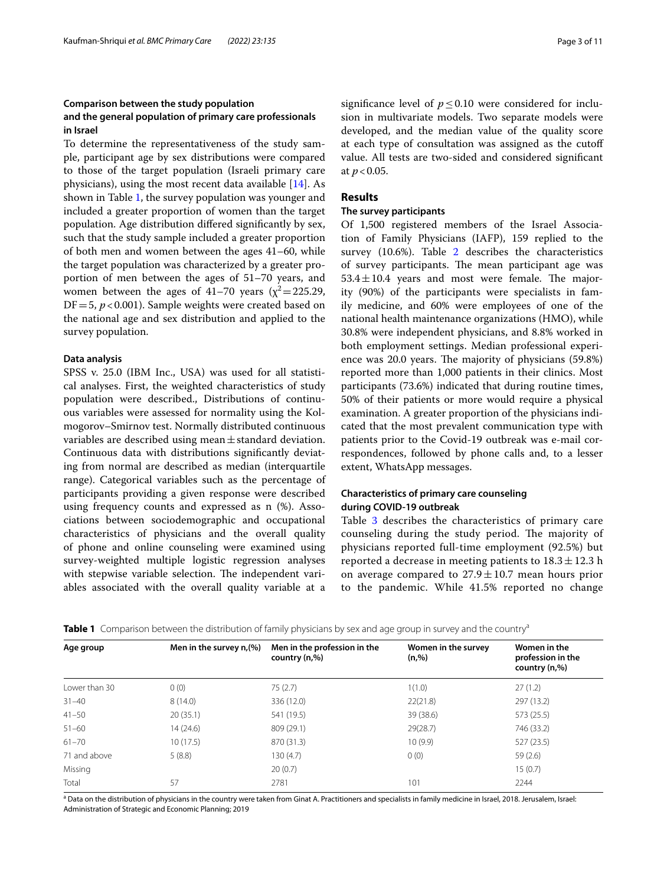### Comparison between the study population and the general population of primary care professionals in Israel

To determine the representativeness of the study sample, participant age by sex distributions were compared to those of the target population (Israeli primary care physicians), using the most recent data available [14]. As shown in Table 1, the survey population was younger and included a greater proportion of women than the target population. Age distribution differed significantly by sex, such that the study sample included a greater proportion of both men and women between the ages 41–60, while the target population was characterized by a greater proportion of men between the ages of 51–70 years, and women between the ages of 41–70 years ($\chi^2 = 225.29$, $DF = 5$, $p < 0.001$). Sample weights were created based on the national age and sex distribution and applied to the survey population.

#### Data analysis

SPSS v. 25.0 (IBM Inc., USA) was used for all statistical analyses. First, the weighted characteristics of study population were described., Distributions of continuous variables were assessed for normality using the Kolmogorov–Smirnov test. Normally distributed continuous variables are described using mean ± standard deviation. Continuous data with distributions significantly deviating from normal are described as median (interquartile range). Categorical variables such as the percentage of participants providing a given response were described using frequency counts and expressed as n (%). Associations between sociodemographic and occupational characteristics of physicians and the overall quality of phone and online counseling were examined using survey-weighted multiple logistic regression analyses with stepwise variable selection. The independent variables associated with the overall quality variable at a significance level of $p \leq 0.10$ were considered for inclusion in multivariate models. Two separate models were developed, and the median value of the quality score at each type of consultation was assigned as the cutoff value. All tests are two-sided and considered significant at $p < 0.05$.

## Results

### The survey participants

Of 1,500 registered members of the Israel Association of Family Physicians (IAFP), 159 replied to the survey (10.6%). Table 2 describes the characteristics of survey participants. The mean participant age was 53.4 ± 10.4 years and most were female. The majority (90%) of the participants were specialists in family medicine, and 60% were employees of one of the national health maintenance organizations (HMO), while 30.8% were independent physicians, and 8.8% worked in both employment settings. Median professional experience was 20.0 years. The majority of physicians (59.8%) reported more than 1,000 patients in their clinics. Most participants (73.6%) indicated that during routine times, 50% of their patients or more would require a physical examination. A greater proportion of the physicians indicated that the most prevalent communication type with patients prior to the Covid-19 outbreak was e-mail correspondences, followed by phone calls and, to a lesser extent, WhatsApp messages.

### Characteristics of primary care counseling during COVID-19 outbreak

Table 3 describes the characteristics of primary care counseling during the study period. The majority of physicians reported full-time employment (92.5%) but reported a decrease in meeting patients to 18.3 ± 12.3 h on average compared to 27.9 ± 10.7 mean hours prior to the pandemic. While 41.5% reported no change

**Table 1** Comparison between the distribution of family physicians by sex and age group in survey and the country[a]

| Age group | Men in the survey n,(%) | Men in the profession in the country (n,%) | Women in the survey (n,%) | Women in the profession in the country (n,%) |
|---|---|---|---|---|
| Lower than 30 | 0 (0) | 75 (2.7) | 1(1.0) | 27 (1.2) |
| 31–40 | 8 (14.0) | 336 (12.0) | 22(21.8) | 297 (13.2) |
| 41–50 | 20 (35.1) | 541 (19.5) | 39 (38.6) | 573 (25.5) |
| 51–60 | 14 (24.6) | 809 (29.1) | 29(28.7) | 746 (33.2) |
| 61–70 | 10 (17.5) | 870 (31.3) | 10 (9.9) | 527 (23.5) |
| 71 and above | 5 (8.8) | 130 (4.7) | 0 (0) | 59 (2.6) |
| Missing | | 20 (0.7) | | 15 (0.7) |
| Total | 57 | 2781 | 101 | 2244 |

[a] Data on the distribution of physicians in the country were taken from Ginat A. Practitioners and specialists in family medicine in Israel, 2018. Jerusalem, Israel: Administration of Strategic and Economic Planning; 2019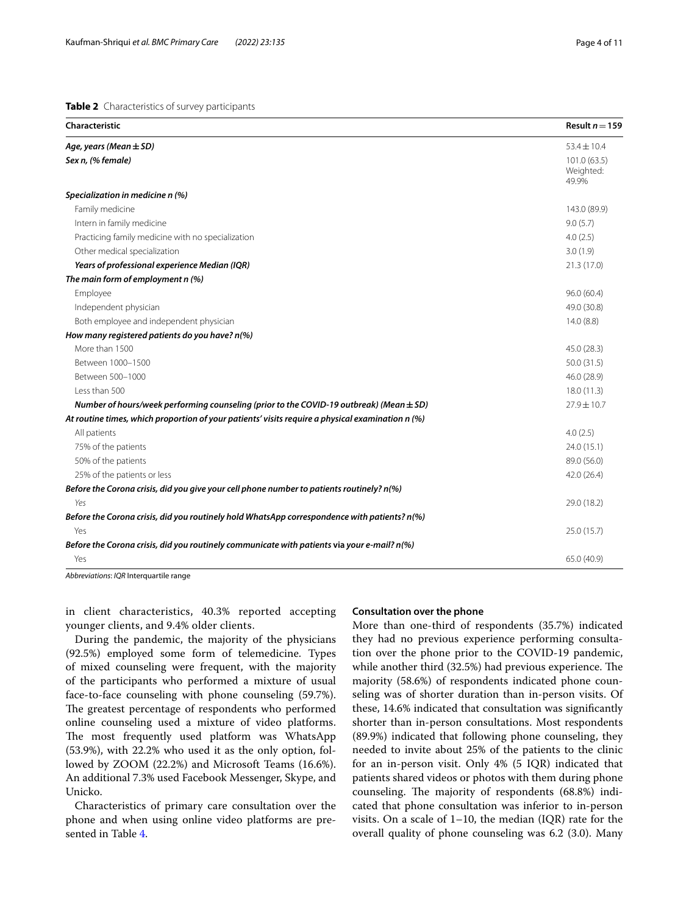**Table 2** Characteristics of survey participants

| Characteristic | Result $n = 159$ |
|---|---|
| ***Age, years (Mean ± SD)*** | 53.4 ± 10.4 |
| ***Sex n, (% female)*** | 101.0 (63.5) Weighted: 49.9% |
| ***Specialization in medicine n (%)*** | |
| Family medicine | 143.0 (89.9) |
| Intern in family medicine | 9.0 (5.7) |
| Practicing family medicine with no specialization | 4.0 (2.5) |
| Other medical specialization | 3.0 (1.9) |
| ***Years of professional experience Median (IQR)*** | 21.3 (17.0) |
| ***The main form of employment n (%)*** | |
| Employee | 96.0 (60.4) |
| Independent physician | 49.0 (30.8) |
| Both employee and independent physician | 14.0 (8.8) |
| ***How many registered patients do you have? n(%)*** | |
| More than 1500 | 45.0 (28.3) |
| Between 1000–1500 | 50.0 (31.5) |
| Between 500–1000 | 46.0 (28.9) |
| Less than 500 | 18.0 (11.3) |
| ***Number of hours/week performing counseling (prior to the COVID-19 outbreak) (Mean ± SD)*** | 27.9 ± 10.7 |
| ***At routine times, which proportion of your patients' visits require a physical examination n (%)*** | |
| All patients | 4.0 (2.5) |
| 75% of the patients | 24.0 (15.1) |
| 50% of the patients | 89.0 (56.0) |
| 25% of the patients or less | 42.0 (26.4) |
| ***Before the Corona crisis, did you give your cell phone number to patients routinely? n(%)*** | |
| *Yes* | 29.0 (18.2) |
| ***Before the Corona crisis, did you routinely hold WhatsApp correspondence with patients? n(%)*** | |
| Yes | 25.0 (15.7) |
| ***Before the Corona crisis, did you routinely communicate with patients via your e-mail? n(%)*** | |
| Yes | 65.0 (40.9) |

*Abbreviations*: *IQR* Interquartile range

in client characteristics, 40.3% reported accepting younger clients, and 9.4% older clients.

During the pandemic, the majority of the physicians (92.5%) employed some form of telemedicine. Types of mixed counseling were frequent, with the majority of the participants who performed a mixture of usual face-to-face counseling with phone counseling (59.7%). The greatest percentage of respondents who performed online counseling used a mixture of video platforms. The most frequently used platform was WhatsApp (53.9%), with 22.2% who used it as the only option, followed by ZOOM (22.2%) and Microsoft Teams (16.6%). An additional 7.3% used Facebook Messenger, Skype, and Unicko.

Characteristics of primary care consultation over the phone and when using online video platforms are presented in Table 4.

#### Consultation over the phone

More than one-third of respondents (35.7%) indicated they had no previous experience performing consultation over the phone prior to the COVID-19 pandemic, while another third (32.5%) had previous experience. The majority (58.6%) of respondents indicated phone counseling was of shorter duration than in-person visits. Of these, 14.6% indicated that consultation was significantly shorter than in-person consultations. Most respondents (89.9%) indicated that following phone counseling, they needed to invite about 25% of the patients to the clinic for an in-person visit. Only 4% (5 IQR) indicated that patients shared videos or photos with them during phone counseling. The majority of respondents (68.8%) indicated that phone consultation was inferior to in-person visits. On a scale of 1–10, the median (IQR) rate for the overall quality of phone counseling was 6.2 (3.0). Many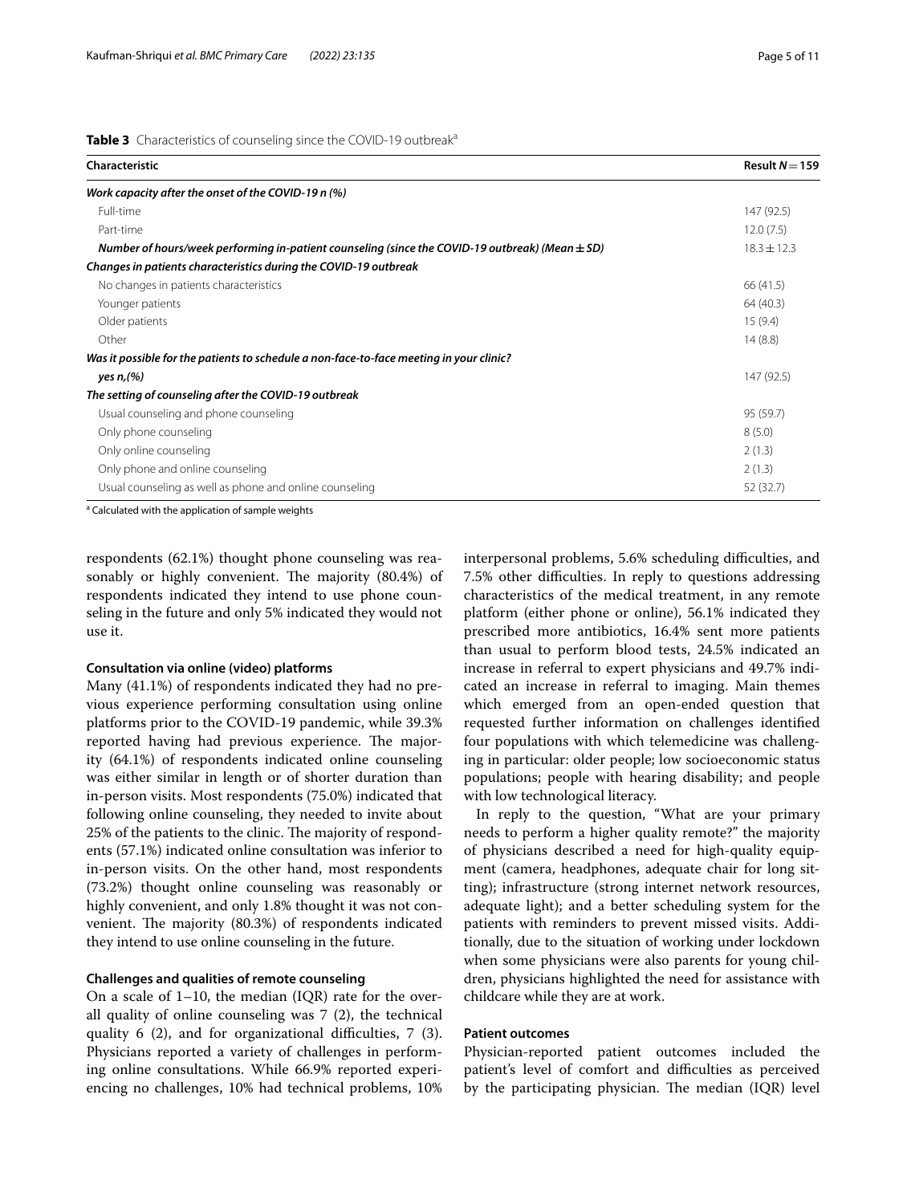**Table 3** Characteristics of counseling since the COVID-19 outbreak[a]

| Characteristic | Result $N=159$ |
|---|---|
| ***Work capacity after the onset of the COVID-19 n (%)*** | |
| Full-time | 147 (92.5) |
| Part-time | 12.0 (7.5) |
| ***Number of hours/week performing in-patient counseling (since the COVID-19 outbreak) (Mean ± SD)*** | 18.3 ± 12.3 |
| ***Changes in patients characteristics during the COVID-19 outbreak*** | |
| No changes in patients characteristics | 66 (41.5) |
| Younger patients | 64 (40.3) |
| Older patients | 15 (9.4) |
| Other | 14 (8.8) |
| ***Was it possible for the patients to schedule a non-face-to-face meeting in your clinic?*** | |
| ***yes n,(%)*** | 147 (92.5) |
| ***The setting of counseling after the COVID-19 outbreak*** | |
| Usual counseling and phone counseling | 95 (59.7) |
| Only phone counseling | 8 (5.0) |
| Only online counseling | 2 (1.3) |
| Only phone and online counseling | 2 (1.3) |
| Usual counseling as well as phone and online counseling | 52 (32.7) |

[a] Calculated with the application of sample weights

respondents (62.1%) thought phone counseling was reasonably or highly convenient. The majority (80.4%) of respondents indicated they intend to use phone counseling in the future and only 5% indicated they would not use it.

#### Consultation via online (video) platforms

Many (41.1%) of respondents indicated they had no previous experience performing consultation using online platforms prior to the COVID-19 pandemic, while 39.3% reported having had previous experience. The majority (64.1%) of respondents indicated online counseling was either similar in length or of shorter duration than in-person visits. Most respondents (75.0%) indicated that following online counseling, they needed to invite about 25% of the patients to the clinic. The majority of respondents (57.1%) indicated online consultation was inferior to in-person visits. On the other hand, most respondents (73.2%) thought online counseling was reasonably or highly convenient, and only 1.8% thought it was not convenient. The majority (80.3%) of respondents indicated they intend to use online counseling in the future.

#### Challenges and qualities of remote counseling

On a scale of 1–10, the median (IQR) rate for the overall quality of online counseling was 7 (2), the technical quality 6 (2), and for organizational difficulties, 7 (3). Physicians reported a variety of challenges in performing online consultations. While 66.9% reported experiencing no challenges, 10% had technical problems, 10% interpersonal problems, 5.6% scheduling difficulties, and 7.5% other difficulties. In reply to questions addressing characteristics of the medical treatment, in any remote platform (either phone or online), 56.1% indicated they prescribed more antibiotics, 16.4% sent more patients than usual to perform blood tests, 24.5% indicated an increase in referral to expert physicians and 49.7% indicated an increase in referral to imaging. Main themes which emerged from an open-ended question that requested further information on challenges identified four populations with which telemedicine was challenging in particular: older people; low socioeconomic status populations; people with hearing disability; and people with low technological literacy.

In reply to the question, "What are your primary needs to perform a higher quality remote?" the majority of physicians described a need for high-quality equipment (camera, headphones, adequate chair for long sitting); infrastructure (strong internet network resources, adequate light); and a better scheduling system for the patients with reminders to prevent missed visits. Additionally, due to the situation of working under lockdown when some physicians were also parents for young children, physicians highlighted the need for assistance with childcare while they are at work.

#### Patient outcomes

Physician-reported patient outcomes included the patient's level of comfort and difficulties as perceived by the participating physician. The median (IQR) level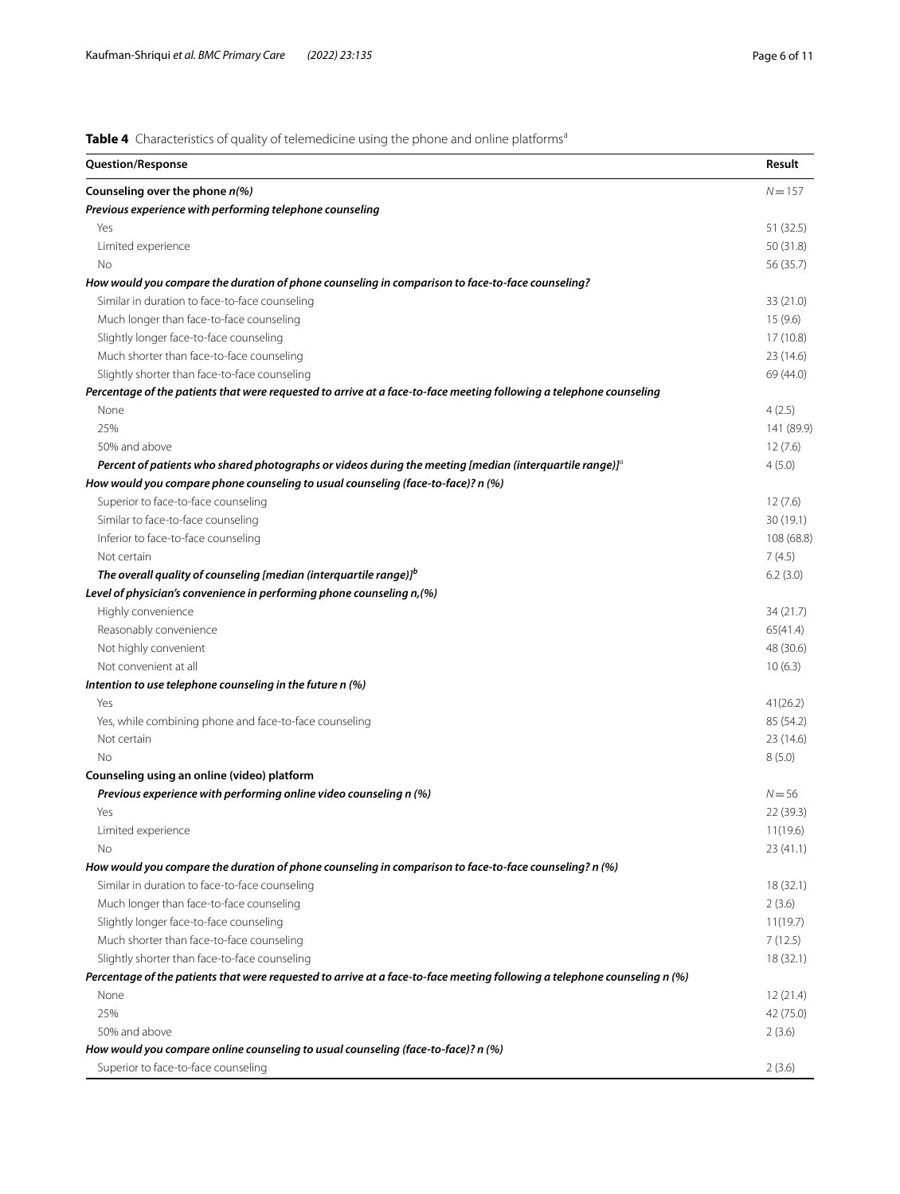**Table 4** Characteristics of quality of telemedicine using the phone and online platforms[a]

| Question/Response | Result |
| --- | --- |
| **Counseling over the phone *n(%)*** | *N* = 157 |
| ***Previous experience with performing telephone counseling*** | |
| Yes | 51 (32.5) |
| Limited experience | 50 (31.8) |
| No | 56 (35.7) |
| ***How would you compare the duration of phone counseling in comparison to face-to-face counseling?*** | |
| Similar in duration to face-to-face counseling | 33 (21.0) |
| Much longer than face-to-face counseling | 15 (9.6) |
| Slightly longer face-to-face counseling | 17 (10.8) |
| Much shorter than face-to-face counseling | 23 (14.6) |
| Slightly shorter than face-to-face counseling | 69 (44.0) |
| ***Percentage of the patients that were requested to arrive at a face-to-face meeting following a telephone counseling*** | |
| None | 4 (2.5) |
| 25% | 141 (89.9) |
| 50% and above | 12 (7.6) |
| ***Percent of patients who shared photographs or videos during the meeting [median (interquartile range)]***[a] | 4 (5.0) |
| ***How would you compare phone counseling to usual counseling (face-to-face)? n (%)*** | |
| Superior to face-to-face counseling | 12 (7.6) |
| Similar to face-to-face counseling | 30 (19.1) |
| Inferior to face-to-face counseling | 108 (68.8) |
| Not certain | 7 (4.5) |
| ***The overall quality of counseling [median (interquartile range)]***[b] | 6.2 (3.0) |
| ***Level of physician's convenience in performing phone counseling n,(%)*** | |
| Highly convenience | 34 (21.7) |
| Reasonably convenience | 65(41.4) |
| Not highly convenient | 48 (30.6) |
| Not convenient at all | 10 (6.3) |
| ***Intention to use telephone counseling in the future n (%)*** | |
| Yes | 41(26.2) |
| Yes, while combining phone and face-to-face counseling | 85 (54.2) |
| Not certain | 23 (14.6) |
| No | 8 (5.0) |
| **Counseling using an online (video) platform** | |
| ***Previous experience with performing online video counseling n (%)*** | *N* = 56 |
| Yes | 22 (39.3) |
| Limited experience | 11(19.6) |
| No | 23 (41.1) |
| ***How would you compare the duration of phone counseling in comparison to face-to-face counseling? n (%)*** | |
| Similar in duration to face-to-face counseling | 18 (32.1) |
| Much longer than face-to-face counseling | 2 (3.6) |
| Slightly longer face-to-face counseling | 11(19.7) |
| Much shorter than face-to-face counseling | 7 (12.5) |
| Slightly shorter than face-to-face counseling | 18 (32.1) |
| ***Percentage of the patients that were requested to arrive at a face-to-face meeting following a telephone counseling n (%)*** | |
| None | 12 (21.4) |
| 25% | 42 (75.0) |
| 50% and above | 2 (3.6) |
| ***How would you compare online counseling to usual counseling (face-to-face)? n (%)*** | |
| Superior to face-to-face counseling | 2 (3.6) |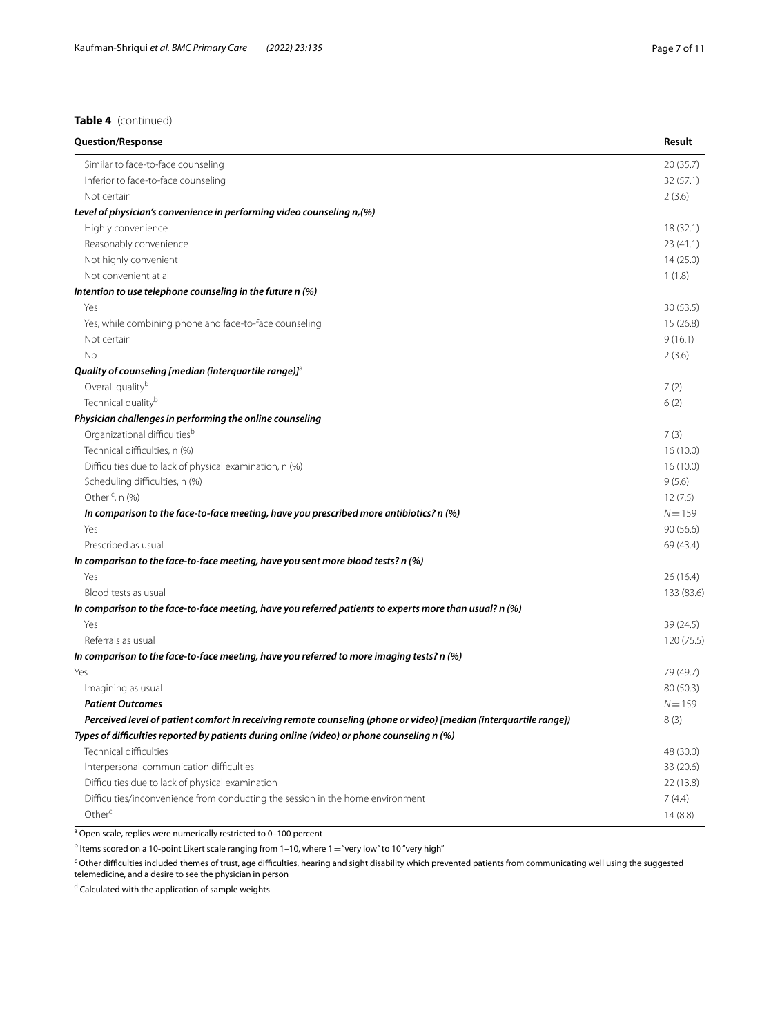**Table 4** (continued)

| Question/Response | Result |
|---|---|
| Similar to face-to-face counseling | 20 (35.7) |
| Inferior to face-to-face counseling | 32 (57.1) |
| Not certain | 2 (3.6) |
| ***Level of physician's convenience in performing video counseling n,(%)*** | |
| Highly convenience | 18 (32.1) |
| Reasonably convenience | 23 (41.1) |
| Not highly convenient | 14 (25.0) |
| Not convenient at all | 1 (1.8) |
| ***Intention to use telephone counseling in the future n (%)*** | |
| Yes | 30 (53.5) |
| Yes, while combining phone and face-to-face counseling | 15 (26.8) |
| Not certain | 9 (16.1) |
| No | 2 (3.6) |
| ***Quality of counseling [median (interquartile range)]***[a] | |
| Overall quality[b] | 7 (2) |
| Technical quality[b] | 6 (2) |
| ***Physician challenges in performing the online counseling*** | |
| Organizational difficulties[b] | 7 (3) |
| Technical difficulties, n (%) | 16 (10.0) |
| Difficulties due to lack of physical examination, n (%) | 16 (10.0) |
| Scheduling difficulties, n (%) | 9 (5.6) |
| Other [c], n (%) | 12 (7.5) |
| ***In comparison to the face-to-face meeting, have you prescribed more antibiotics? n (%)*** | $N = 159$ |
| Yes | 90 (56.6) |
| Prescribed as usual | 69 (43.4) |
| ***In comparison to the face-to-face meeting, have you sent more blood tests? n (%)*** | |
| Yes | 26 (16.4) |
| Blood tests as usual | 133 (83.6) |
| ***In comparison to the face-to-face meeting, have you referred patients to experts more than usual? n (%)*** | |
| Yes | 39 (24.5) |
| Referrals as usual | 120 (75.5) |
| ***In comparison to the face-to-face meeting, have you referred to more imaging tests? n (%)*** | |
| Yes | 79 (49.7) |
| Imagining as usual | 80 (50.3) |
| ***Patient Outcomes*** | $N = 159$ |
| ***Perceived level of patient comfort in receiving remote counseling (phone or video) [median (interquartile range)]*** | 8 (3) |
| ***Types of difficulties reported by patients during online (video) or phone counseling n (%)*** | |
| Technical difficulties | 48 (30.0) |
| Interpersonal communication difficulties | 33 (20.6) |
| Difficulties due to lack of physical examination | 22 (13.8) |
| Difficulties/inconvenience from conducting the session in the home environment | 7 (4.4) |
| Other[c] | 14 (8.8) |

[a] Open scale, replies were numerically restricted to 0–100 percent

[b] Items scored on a 10-point Likert scale ranging from 1–10, where 1 = "very low" to 10 "very high"

[c] Other difficulties included themes of trust, age difficulties, hearing and sight disability which prevented patients from communicating well using the suggested telemedicine, and a desire to see the physician in person

[d] Calculated with the application of sample weights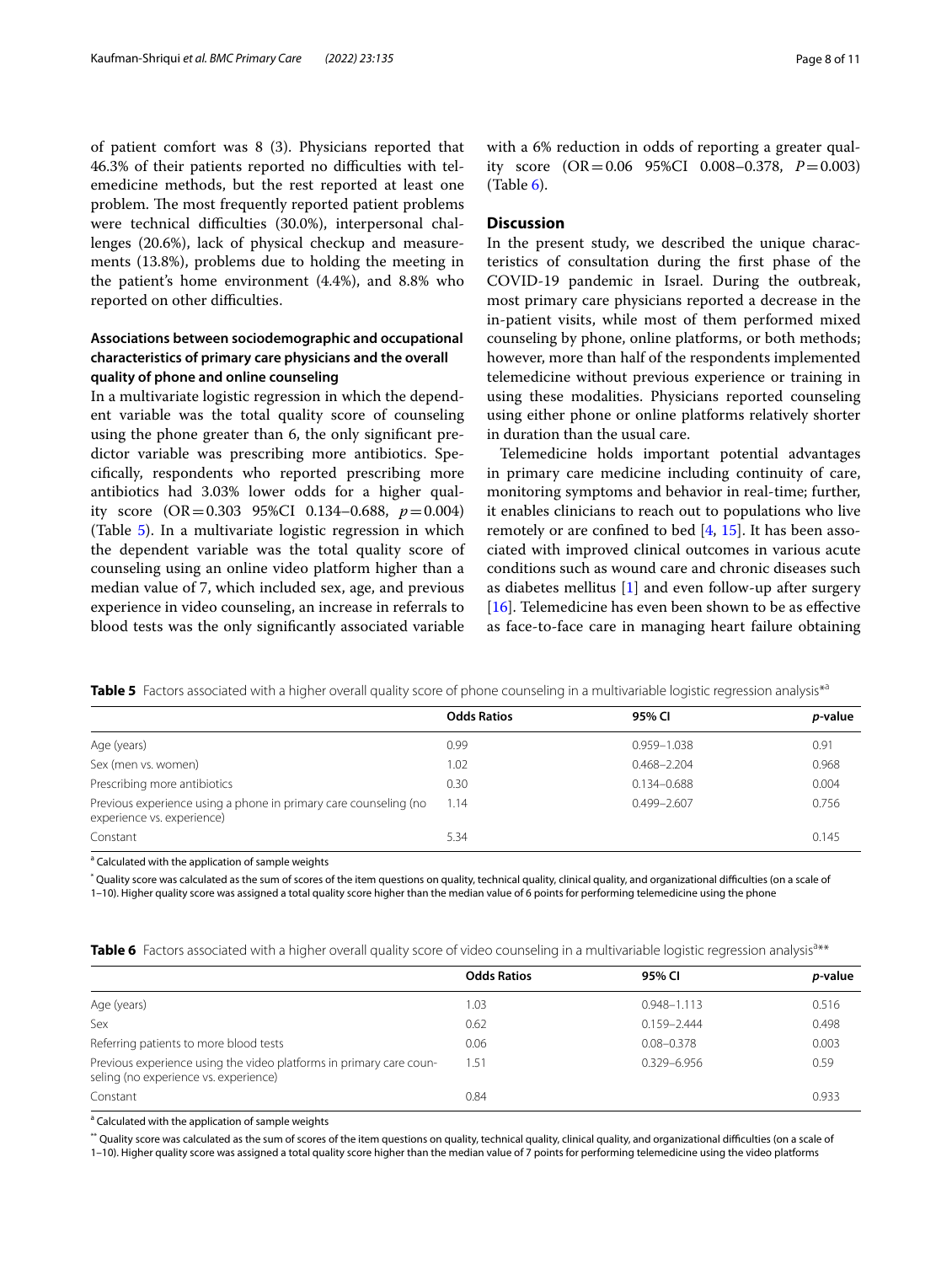of patient comfort was 8 (3). Physicians reported that 46.3% of their patients reported no difficulties with telemedicine methods, but the rest reported at least one problem. The most frequently reported patient problems were technical difficulties (30.0%), interpersonal challenges (20.6%), lack of physical checkup and measurements (13.8%), problems due to holding the meeting in the patient's home environment (4.4%), and 8.8% who reported on other difficulties.

### Associations between sociodemographic and occupational characteristics of primary care physicians and the overall quality of phone and online counseling

In a multivariate logistic regression in which the dependent variable was the total quality score of counseling using the phone greater than 6, the only significant predictor variable was prescribing more antibiotics. Specifically, respondents who reported prescribing more antibiotics had 3.03% lower odds for a higher quality score (OR = 0.303 95%CI 0.134–0.688, $p = 0.004$) (Table 5). In a multivariate logistic regression in which the dependent variable was the total quality score of counseling using an online video platform higher than a median value of 7, which included sex, age, and previous experience in video counseling, an increase in referrals to blood tests was the only significantly associated variable with a 6% reduction in odds of reporting a greater quality score (OR = 0.06 95%CI 0.008–0.378, $P = 0.003$) (Table 6).

## Discussion

In the present study, we described the unique characteristics of consultation during the first phase of the COVID-19 pandemic in Israel. During the outbreak, most primary care physicians reported a decrease in the in-patient visits, while most of them performed mixed counseling by phone, online platforms, or both methods; however, more than half of the respondents implemented telemedicine without previous experience or training in using these modalities. Physicians reported counseling using either phone or online platforms relatively shorter in duration than the usual care.

Telemedicine holds important potential advantages in primary care medicine including continuity of care, monitoring symptoms and behavior in real-time; further, it enables clinicians to reach out to populations who live remotely or are confined to bed [4, 15]. It has been associated with improved clinical outcomes in various acute conditions such as wound care and chronic diseases such as diabetes mellitus [1] and even follow-up after surgery [16]. Telemedicine has even been shown to be as effective as face-to-face care in managing heart failure obtaining

**Table 5** Factors associated with a higher overall quality score of phone counseling in a multivariable logistic regression analysis*[a]

| | Odds Ratios | 95% CI | *p*-value |
|---|---|---|---|
| Age (years) | 0.99 | 0.959–1.038 | 0.91 |
| Sex (men vs. women) | 1.02 | 0.468–2.204 | 0.968 |
| Prescribing more antibiotics | 0.30 | 0.134–0.688 | 0.004 |
| Previous experience using a phone in primary care counseling (no experience vs. experience) | 1.14 | 0.499–2.607 | 0.756 |
| Constant | 5.34 | | 0.145 |

[a] Calculated with the application of sample weights

* Quality score was calculated as the sum of scores of the item questions on quality, technical quality, clinical quality, and organizational difficulties (on a scale of 1–10). Higher quality score was assigned a total quality score higher than the median value of 6 points for performing telemedicine using the phone

**Table 6** Factors associated with a higher overall quality score of video counseling in a multivariable logistic regression analysis[a]**

| | Odds Ratios | 95% CI | *p*-value |
|---|---|---|---|
| Age (years) | 1.03 | 0.948–1.113 | 0.516 |
| Sex | 0.62 | 0.159–2.444 | 0.498 |
| Referring patients to more blood tests | 0.06 | 0.08–0.378 | 0.003 |
| Previous experience using the video platforms in primary care counseling (no experience vs. experience) | 1.51 | 0.329–6.956 | 0.59 |
| Constant | 0.84 | | 0.933 |

[a] Calculated with the application of sample weights

** Quality score was calculated as the sum of scores of the item questions on quality, technical quality, clinical quality, and organizational difficulties (on a scale of 1–10). Higher quality score was assigned a total quality score higher than the median value of 7 points for performing telemedicine using the video platforms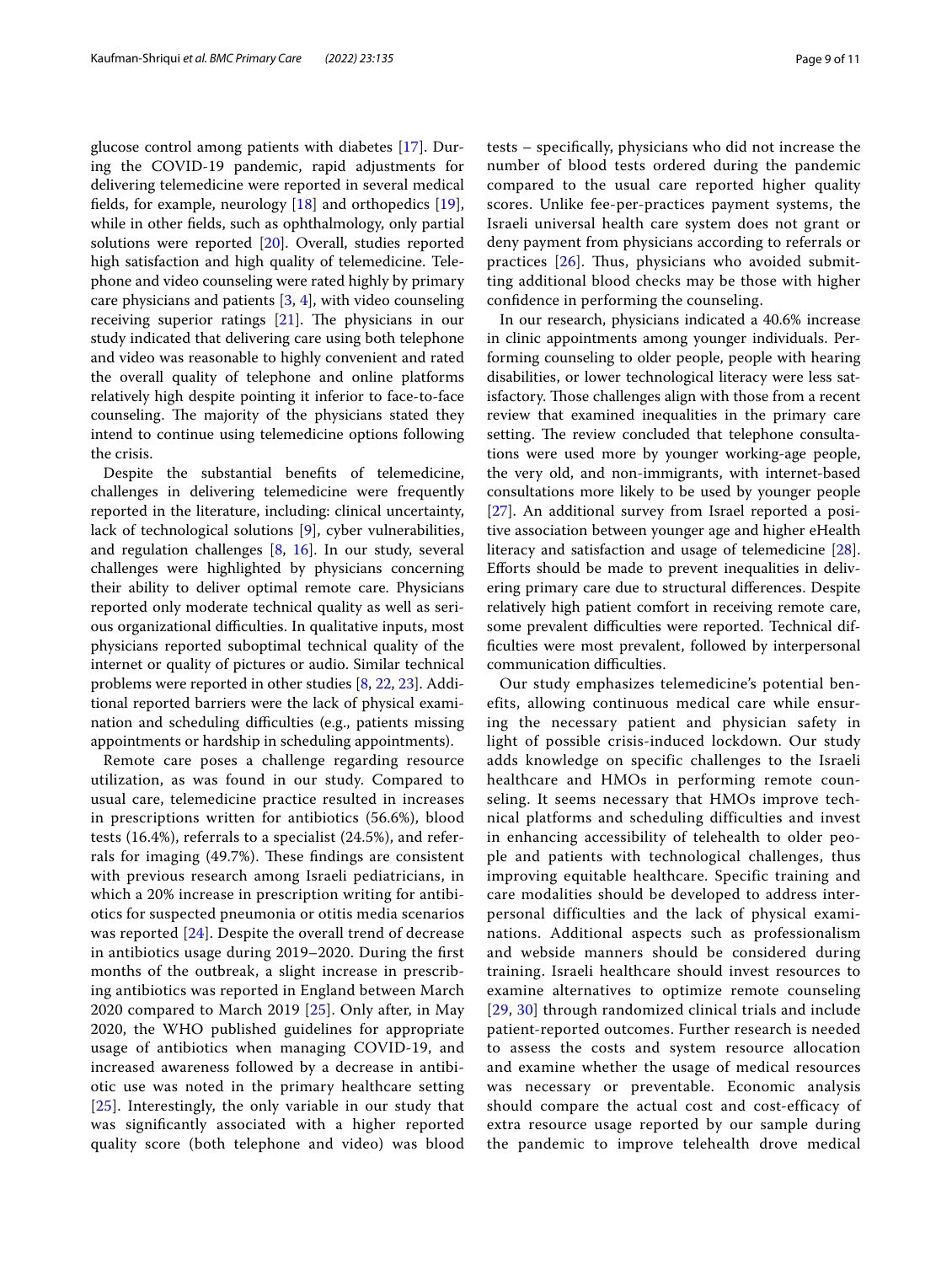glucose control among patients with diabetes [17]. During the COVID-19 pandemic, rapid adjustments for delivering telemedicine were reported in several medical fields, for example, neurology [18] and orthopedics [19], while in other fields, such as ophthalmology, only partial solutions were reported [20]. Overall, studies reported high satisfaction and high quality of telemedicine. Telephone and video counseling were rated highly by primary care physicians and patients [3, 4], with video counseling receiving superior ratings [21]. The physicians in our study indicated that delivering care using both telephone and video was reasonable to highly convenient and rated the overall quality of telephone and online platforms relatively high despite pointing it inferior to face-to-face counseling. The majority of the physicians stated they intend to continue using telemedicine options following the crisis.

Despite the substantial benefits of telemedicine, challenges in delivering telemedicine were frequently reported in the literature, including: clinical uncertainty, lack of technological solutions [9], cyber vulnerabilities, and regulation challenges [8, 16]. In our study, several challenges were highlighted by physicians concerning their ability to deliver optimal remote care. Physicians reported only moderate technical quality as well as serious organizational difficulties. In qualitative inputs, most physicians reported suboptimal technical quality of the internet or quality of pictures or audio. Similar technical problems were reported in other studies [8, 22, 23]. Additional reported barriers were the lack of physical examination and scheduling difficulties (e.g., patients missing appointments or hardship in scheduling appointments).

Remote care poses a challenge regarding resource utilization, as was found in our study. Compared to usual care, telemedicine practice resulted in increases in prescriptions written for antibiotics (56.6%), blood tests (16.4%), referrals to a specialist (24.5%), and referrals for imaging (49.7%). These findings are consistent with previous research among Israeli pediatricians, in which a 20% increase in prescription writing for antibiotics for suspected pneumonia or otitis media scenarios was reported [24]. Despite the overall trend of decrease in antibiotics usage during 2019–2020. During the first months of the outbreak, a slight increase in prescribing antibiotics was reported in England between March 2020 compared to March 2019 [25]. Only after, in May 2020, the WHO published guidelines for appropriate usage of antibiotics when managing COVID-19, and increased awareness followed by a decrease in antibiotic use was noted in the primary healthcare setting [25]. Interestingly, the only variable in our study that was significantly associated with a higher reported quality score (both telephone and video) was blood tests – specifically, physicians who did not increase the number of blood tests ordered during the pandemic compared to the usual care reported higher quality scores. Unlike fee-per-practices payment systems, the Israeli universal health care system does not grant or deny payment from physicians according to referrals or practices [26]. Thus, physicians who avoided submitting additional blood checks may be those with higher confidence in performing the counseling.

In our research, physicians indicated a 40.6% increase in clinic appointments among younger individuals. Performing counseling to older people, people with hearing disabilities, or lower technological literacy were less satisfactory. Those challenges align with those from a recent review that examined inequalities in the primary care setting. The review concluded that telephone consultations were used more by younger working-age people, the very old, and non-immigrants, with internet-based consultations more likely to be used by younger people [27]. An additional survey from Israel reported a positive association between younger age and higher eHealth literacy and satisfaction and usage of telemedicine [28]. Efforts should be made to prevent inequalities in delivering primary care due to structural differences. Despite relatively high patient comfort in receiving remote care, some prevalent difficulties were reported. Technical difficulties were most prevalent, followed by interpersonal communication difficulties.

Our study emphasizes telemedicine's potential benefits, allowing continuous medical care while ensuring the necessary patient and physician safety in light of possible crisis-induced lockdown. Our study adds knowledge on specific challenges to the Israeli healthcare and HMOs in performing remote counseling. It seems necessary that HMOs improve technical platforms and scheduling difficulties and invest in enhancing accessibility of telehealth to older people and patients with technological challenges, thus improving equitable healthcare. Specific training and care modalities should be developed to address interpersonal difficulties and the lack of physical examinations. Additional aspects such as professionalism and webside manners should be considered during training. Israeli healthcare should invest resources to examine alternatives to optimize remote counseling [29, 30] through randomized clinical trials and include patient-reported outcomes. Further research is needed to assess the costs and system resource allocation and examine whether the usage of medical resources was necessary or preventable. Economic analysis should compare the actual cost and cost-efficacy of extra resource usage reported by our sample during the pandemic to improve telehealth drove medical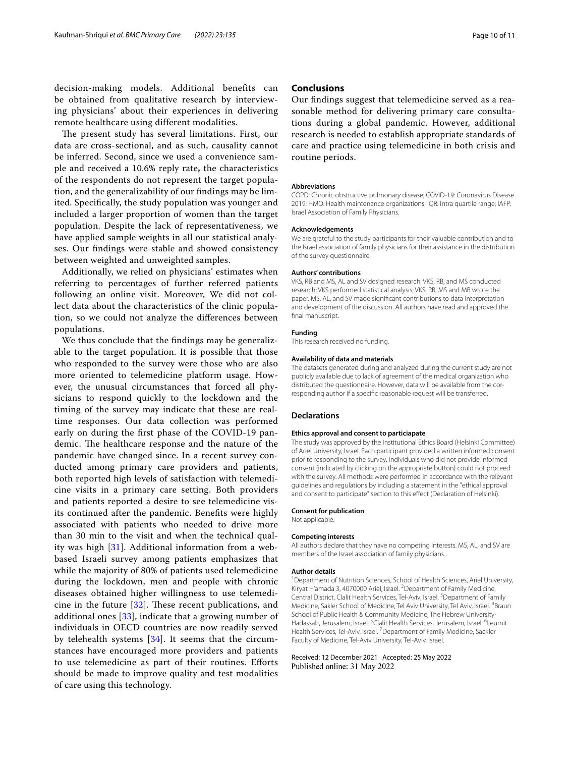decision-making models. Additional benefits can be obtained from qualitative research by interviewing physicians' about their experiences in delivering remote healthcare using different modalities.

The present study has several limitations. First, our data are cross-sectional, and as such, causality cannot be inferred. Second, since we used a convenience sample and received a 10.6% reply rate**,** the characteristics of the respondents do not represent the target population, and the generalizability of our findings may be limited. Specifically, the study population was younger and included a larger proportion of women than the target population. Despite the lack of representativeness, we have applied sample weights in all our statistical analyses. Our findings were stable and showed consistency between weighted and unweighted samples.

Additionally, we relied on physicians' estimates when referring to percentages of further referred patients following an online visit. Moreover, We did not collect data about the characteristics of the clinic population, so we could not analyze the differences between populations.

We thus conclude that the findings may be generalizable to the target population. It is possible that those who responded to the survey were those who are also more oriented to telemedicine platform usage. However, the unusual circumstances that forced all physicians to respond quickly to the lockdown and the timing of the survey may indicate that these are real-time responses. Our data collection was performed early on during the first phase of the COVID-19 pandemic. The healthcare response and the nature of the pandemic have changed since. In a recent survey conducted among primary care providers and patients, both reported high levels of satisfaction with telemedicine visits in a primary care setting. Both providers and patients reported a desire to see telemedicine visits continued after the pandemic. Benefits were highly associated with patients who needed to drive more than 30 min to the visit and when the technical quality was high [31]. Additional information from a web-based Israeli survey among patients emphasizes that while the majority of 80% of patients used telemedicine during the lockdown, men and people with chronic diseases obtained higher willingness to use telemedicine in the future [32]. These recent publications, and additional ones [33], indicate that a growing number of individuals in OECD countries are now readily served by telehealth systems [34]. It seems that the circumstances have encouraged more providers and patients to use telemedicine as part of their routines. Efforts should be made to improve quality and test modalities of care using this technology.

## Conclusions

Our findings suggest that telemedicine served as a reasonable method for delivering primary care consultations during a global pandemic. However, additional research is needed to establish appropriate standards of care and practice using telemedicine in both crisis and routine periods.

#### Abbreviations

COPD: Chronic obstructive pulmonary disease; COVID-19: Coronavirus Disease 2019; HMO: Health maintenance organizations; IQR: Intra quartile range; IAFP: Israel Association of Family Physicians.

#### Acknowledgements

We are grateful to the study participants for their valuable contribution and to the Israel association of family physicians for their assistance in the distribution of the survey questionnaire.

#### Authors' contributions

VKS, RB and MS, AL and SV designed research; VKS, RB, and MS conducted research; VKS performed statistical analysis; VKS, RB, MS and MB wrote the paper. MS, AL, and SV made significant contributions to data interpretation and development of the discussion. All authors have read and approved the final manuscript.

#### Funding

This research received no funding.

#### Availability of data and materials

The datasets generated during and analyzed during the current study are not publicly available due to lack of agreement of the medical organization who distributed the questionnaire. However, data will be available from the corresponding author if a specific reasonable request will be transferred.

## Declarations

#### Ethics approval and consent to particiapate

The study was approved by the Institutional Ethics Board (Helsinki Committee) of Ariel University, Israel. Each participant provided a written informed consent prior to responding to the survey. Individuals who did not provide informed consent (indicated by clicking on the appropriate button) could not proceed with the survey. All methods were performed in accordance with the relevant guidelines and regulations by including a statement in the "ethical approval and consent to participate" section to this effect (Declaration of Helsinki).

#### Consent for publication

Not applicable.

#### Competing interests

All authors declare that they have no competing interests. MS, AL, and SV are members of the Israel association of family physicians.

#### Author details

[1]Department of Nutrition Sciences, School of Health Sciences, Ariel University, Kiryat H'amada 3, 4070000 Ariel, Israel. [2]Department of Family Medicine, Central District, Clalit Health Services, Tel-Aviv, Israel. [3]Department of Family Medicine, Sakler School of Medicine, Tel Aviv University, Tel Aviv, Israel. [4]Braun School of Public Health & Community Medicine, The Hebrew University-Hadassah, Jerusalem, Israel. [5]Clalit Health Services, Jerusalem, Israel. [6]Leumit Health Services, Tel-Aviv, Israel. [7]Department of Family Medicine, Sackler Faculty of Medicine, Tel-Aviv University, Tel-Aviv, Israel.

Received: 12 December 2021 Accepted: 25 May 2022
Published online: 31 May 2022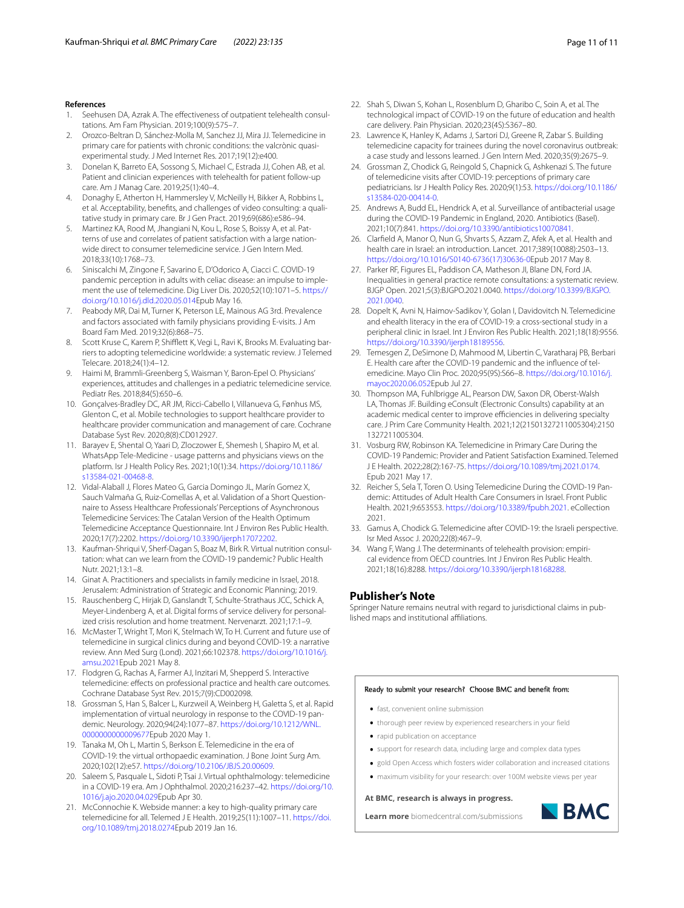## References

1. Seehusen DA, Azrak A. The effectiveness of outpatient telehealth consultations. Am Fam Physician. 2019;100(9):575–7.
2. Orozco-Beltran D, Sánchez-Molla M, Sanchez JJ, Mira JJ. Telemedicine in primary care for patients with chronic conditions: the valcrònic quasi-experimental study. J Med Internet Res. 2017;19(12):e400.
3. Donelan K, Barreto EA, Sossong S, Michael C, Estrada JJ, Cohen AB, et al. Patient and clinician experiences with telehealth for patient follow-up care. Am J Manag Care. 2019;25(1):40–4.
4. Donaghy E, Atherton H, Hammersley V, McNeilly H, Bikker A, Robbins L, et al. Acceptability, benefits, and challenges of video consulting: a qualitative study in primary care. Br J Gen Pract. 2019;69(686):e586–94.
5. Martinez KA, Rood M, Jhangiani N, Kou L, Rose S, Boissy A, et al. Patterns of use and correlates of patient satisfaction with a large nation-wide direct to consumer telemedicine service. J Gen Intern Med. 2018;33(10):1768–73.
6. Siniscalchi M, Zingone F, Savarino E, D'Odorico A, Ciacci C. COVID-19 pandemic perception in adults with celiac disease: an impulse to implement the use of telemedicine. Dig Liver Dis. 2020;52(10):1071–5. https://doi.org/10.1016/j.dld.2020.05.014Epub May 16.
7. Peabody MR, Dai M, Turner K, Peterson LE, Mainous AG 3rd. Prevalence and factors associated with family physicians providing E-visits. J Am Board Fam Med. 2019;32(6):868–75.
8. Scott Kruse C, Karem P, Shifflett K, Vegi L, Ravi K, Brooks M. Evaluating barriers to adopting telemedicine worldwide: a systematic review. J Telemed Telecare. 2018;24(1):4–12.
9. Haimi M, Brammli-Greenberg S, Waisman Y, Baron-Epel O. Physicians' experiences, attitudes and challenges in a pediatric telemedicine service. Pediatr Res. 2018;84(5):650–6.
10. Gonçalves-Bradley DC, AR JM, Ricci-Cabello I, Villanueva G, Fønhus MS, Glenton C, et al. Mobile technologies to support healthcare provider to healthcare provider communication and management of care. Cochrane Database Syst Rev. 2020;8(8):CD012927.
11. Barayev E, Shental O, Yaari D, Zloczower E, Shemesh I, Shapiro M, et al. WhatsApp Tele-Medicine - usage patterns and physicians views on the platform. Isr J Health Policy Res. 2021;10(1):34. https://doi.org/10.1186/s13584-021-00468-8.
12. Vidal-Alaball J, Flores Mateo G, Garcia Domingo JL, Marín Gomez X, Sauch Valmaña G, Ruiz-Comellas A, et al. Validation of a Short Questionnaire to Assess Healthcare Professionals' Perceptions of Asynchronous Telemedicine Services: The Catalan Version of the Health Optimum Telemedicine Acceptance Questionnaire. Int J Environ Res Public Health. 2020;17(7):2202. https://doi.org/10.3390/ijerph17072202.
13. Kaufman-Shriqui V, Sherf-Dagan S, Boaz M, Birk R. Virtual nutrition consultation: what can we learn from the COVID-19 pandemic? Public Health Nutr. 2021;13:1–8.
14. Ginat A. Practitioners and specialists in family medicine in Israel, 2018. Jerusalem: Administration of Strategic and Economic Planning; 2019.
15. Rauschenberg C, Hirjak D, Ganslandt T, Schulte-Strathaus JCC, Schick A, Meyer-Lindenberg A, et al. Digital forms of service delivery for personalized crisis resolution and home treatment. Nervenarzt. 2021;17:1–9.
16. McMaster T, Wright T, Mori K, Stelmach W, To H. Current and future use of telemedicine in surgical clinics during and beyond COVID-19: a narrative review. Ann Med Surg (Lond). 2021;66:102378. https://doi.org/10.1016/j.amsu.2021Epub 2021 May 8.
17. Flodgren G, Rachas A, Farmer AJ, Inzitari M, Shepperd S. Interactive telemedicine: effects on professional practice and health care outcomes. Cochrane Database Syst Rev. 2015;7(9):CD002098.
18. Grossman S, Han S, Balcer L, Kurzweil A, Weinberg H, Galetta S, et al. Rapid implementation of virtual neurology in response to the COVID-19 pandemic. Neurology. 2020;94(24):1077–87. https://doi.org/10.1212/WNL.0000000000009677Epub 2020 May 1.
19. Tanaka M, Oh L, Martin S, Berkson E. Telemedicine in the era of COVID-19: the virtual orthopaedic examination. J Bone Joint Surg Am. 2020;102(12):e57. https://doi.org/10.2106/JBJS.20.00609.
20. Saleem S, Pasquale L, Sidoti P, Tsai J. Virtual ophthalmology: telemedicine in a COVID-19 era. Am J Ophthalmol. 2020;216:237–42. https://doi.org/10.1016/j.ajo.2020.04.029Epub Apr 30.
21. McConnochie K. Webside manner: a key to high-quality primary care telemedicine for all. Telemed J E Health. 2019;25(11):1007–11. https://doi.org/10.1089/tmj.2018.0274Epub 2019 Jan 16.
22. Shah S, Diwan S, Kohan L, Rosenblum D, Gharibo C, Soin A, et al. The technological impact of COVID-19 on the future of education and health care delivery. Pain Physician. 2020;23(4S):S367–80.
23. Lawrence K, Hanley K, Adams J, Sartori DJ, Greene R, Zabar S. Building telemedicine capacity for trainees during the novel coronavirus outbreak: a case study and lessons learned. J Gen Intern Med. 2020;35(9):2675–9.
24. Grossman Z, Chodick G, Reingold S, Chapnick G, Ashkenazi S. The future of telemedicine visits after COVID-19: perceptions of primary care pediatricians. Isr J Health Policy Res. 2020;9(1):53. https://doi.org/10.1186/s13584-020-00414-0.
25. Andrews A, Budd EL, Hendrick A, et al. Surveillance of antibacterial usage during the COVID-19 Pandemic in England, 2020. Antibiotics (Basel). 2021;10(7):841. https://doi.org/10.3390/antibiotics10070841.
26. Clarfield A, Manor O, Nun G, Shvarts S, Azzam Z, Afek A, et al. Health and health care in Israel: an introduction. Lancet. 2017;389(10088):2503–13. https://doi.org/10.1016/S0140-6736(17)30636-0Epub 2017 May 8.
27. Parker RF, Figures EL, Paddison CA, Matheson JI, Blane DN, Ford JA. Inequalities in general practice remote consultations: a systematic review. BJGP Open. 2021;5(3):BJGPO.2021.0040. https://doi.org/10.3399/BJGPO.2021.0040.
28. Dopelt K, Avni N, Haimov-Sadikov Y, Golan I, Davidovitch N. Telemedicine and ehealth literacy in the era of COVID-19: a cross-sectional study in a peripheral clinic in Israel. Int J Environ Res Public Health. 2021;18(18):9556. https://doi.org/10.3390/ijerph18189556.
29. Temesgen Z, DeSimone D, Mahmood M, Libertin C, Varatharaj PB, Berbari E. Health care after the COVID-19 pandemic and the influence of telemedicine. Mayo Clin Proc. 2020;95(9S):S66–8. https://doi.org/10.1016/j.mayoc2020.06.052Epub Jul 27.
30. Thompson MA, Fuhlbrigge AL, Pearson DW, Saxon DR, Oberst-Walsh LA, Thomas JF. Building eConsult (Electronic Consults) capability at an academic medical center to improve efficiencies in delivering specialty care. J Prim Care Community Health. 2021;12(21501327211005304):21501327211005304.
31. Vosburg RW, Robinson KA. Telemedicine in Primary Care During the COVID-19 Pandemic: Provider and Patient Satisfaction Examined. Telemed J E Health. 2022;28(2):167-75. https://doi.org/10.1089/tmj.2021.0174. Epub 2021 May 17.
32. Reicher S, Sela T, Toren O. Using Telemedicine During the COVID-19 Pandemic: Attitudes of Adult Health Care Consumers in Israel. Front Public Health. 2021;9:653553. https://doi.org/10.3389/fpubh.2021. eCollection 2021.
33. Gamus A, Chodick G. Telemedicine after COVID-19: the Israeli perspective. Isr Med Assoc J. 2020;22(8):467–9.
34. Wang F, Wang J. The determinants of telehealth provision: empirical evidence from OECD countries. Int J Environ Res Public Health. 2021;18(16):8288. https://doi.org/10.3390/ijerph18168288.

## Publisher's Note

Springer Nature remains neutral with regard to jurisdictional claims in published maps and institutional affiliations.

Ready to submit your research? Choose BMC and benefit from:

- fast, convenient online submission
- thorough peer review by experienced researchers in your field
- rapid publication on acceptance
- support for research data, including large and complex data types
- gold Open Access which fosters wider collaboration and increased citations
- maximum visibility for your research: over 100M website views per year

**At BMC, research is always in progress.**

**Learn more** biomedcentral.com/submissions

BMC